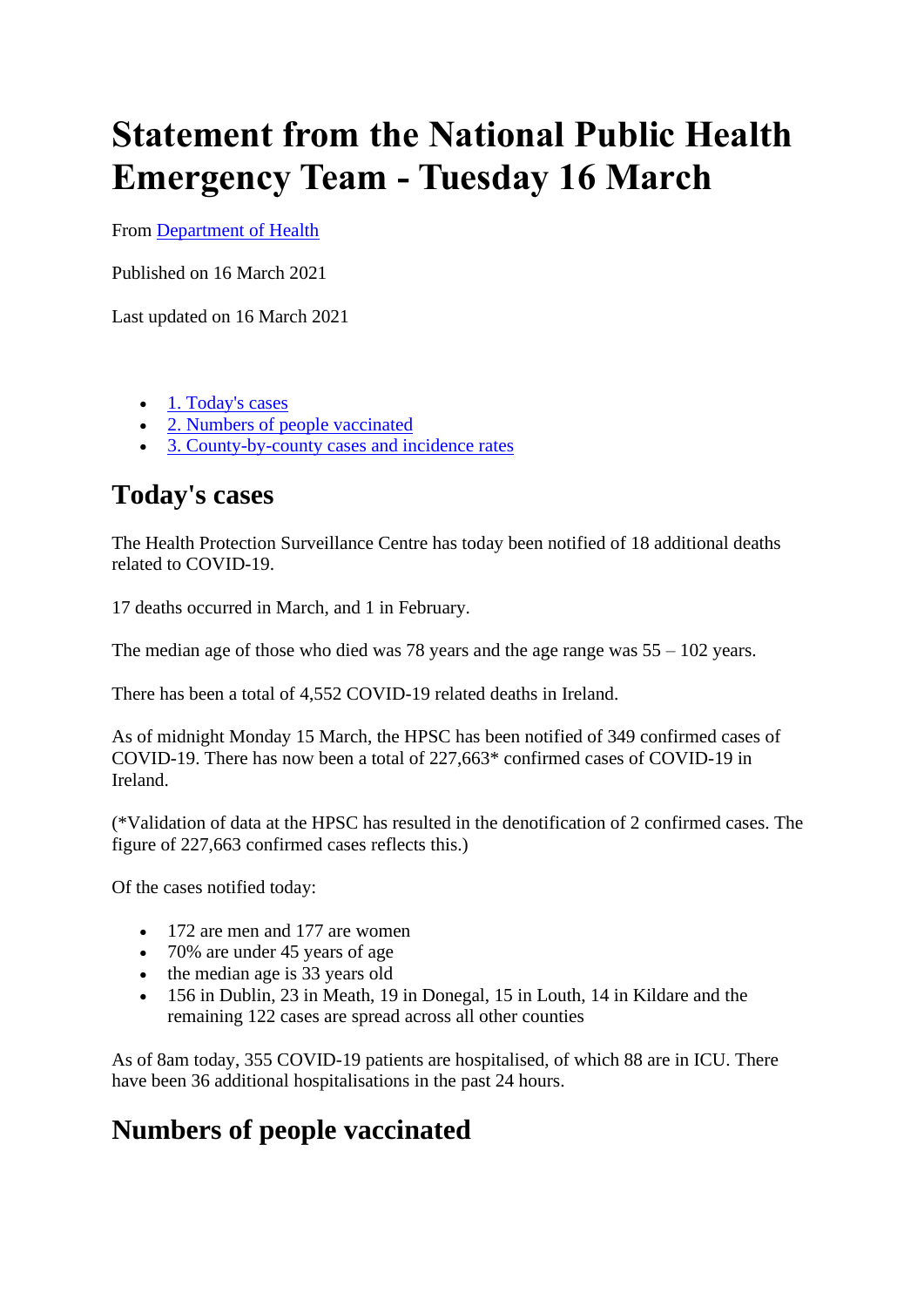# Statement from the National Public Health Emergency Team - Tuesday 16 March

From Department of Health

Published on 16 March 2021

Last updated on 16 March 2021

- 1. Today's cases
- 2. Numbers of people vaccinated
- 3. County-by-county cases and incidence rates

## Today's cases

The Health Protection Surveillance Centre has today been notified of 18 additional deaths related to COVID-19.

17 deaths occurred in March, and 1 in February.

The median age of those who died was 78 years and the age range was 55 – 102 years.

There has been a total of 4,552 COVID-19 related deaths in Ireland.

As of midnight Monday 15 March, the HPSC has been notified of 349 confirmed cases of COVID-19. There has now been a total of 227,663* confirmed cases of COVID-19 in Ireland.

(*Validation of data at the HPSC has resulted in the denotification of 2 confirmed cases. The figure of 227,663 confirmed cases reflects this.)

Of the cases notified today:

- 172 are men and 177 are women
- 70% are under 45 years of age
- the median age is 33 years old
- 156 in Dublin, 23 in Meath, 19 in Donegal, 15 in Louth, 14 in Kildare and the remaining 122 cases are spread across all other counties

As of 8am today, 355 COVID-19 patients are hospitalised, of which 88 are in ICU. There have been 36 additional hospitalisations in the past 24 hours.

## Numbers of people vaccinated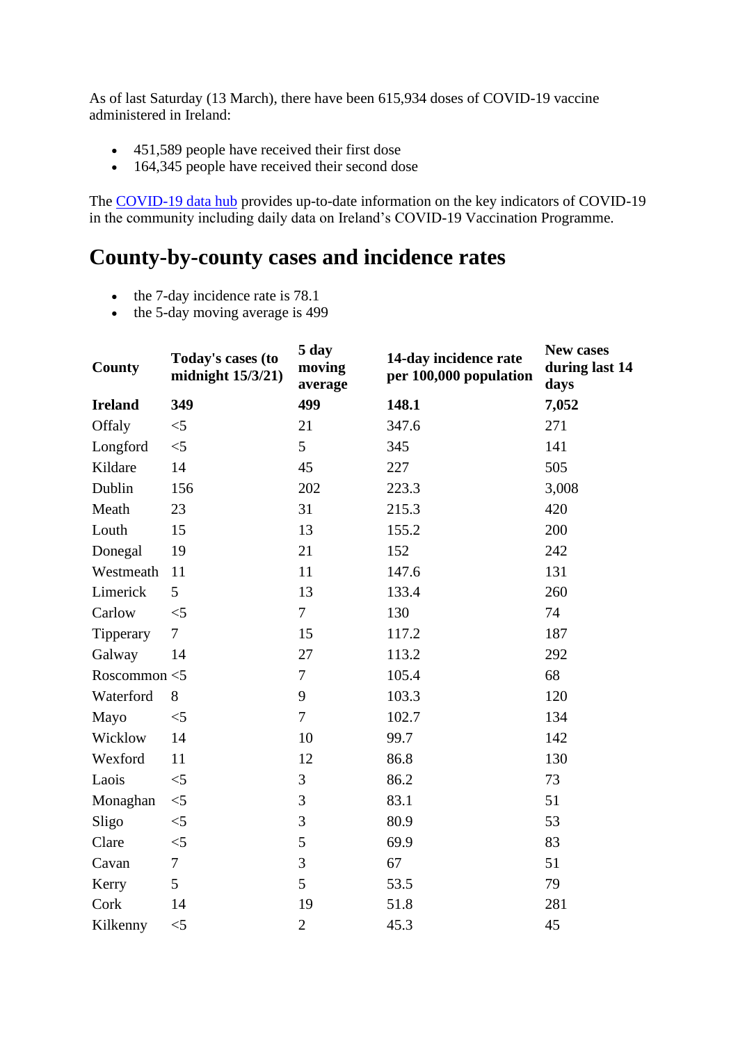As of last Saturday (13 March), there have been 615,934 doses of COVID-19 vaccine administered in Ireland:

- 451,589 people have received their first dose
- 164,345 people have received their second dose

The [COVID-19 data hub](COVID-19 data hub) provides up-to-date information on the key indicators of COVID-19 in the community including daily data on Ireland's COVID-19 Vaccination Programme.

## County-by-county cases and incidence rates

- the 7-day incidence rate is 78.1
- the 5-day moving average is 499

| County | Today's cases (to midnight 15/3/21) | 5 day moving average | 14-day incidence rate per 100,000 population | New cases during last 14 days |
|---|---|---|---|---|
| **Ireland** | **349** | **499** | **148.1** | **7,052** |
| Offaly | <5 | 21 | 347.6 | 271 |
| Longford | <5 | 5 | 345 | 141 |
| Kildare | 14 | 45 | 227 | 505 |
| Dublin | 156 | 202 | 223.3 | 3,008 |
| Meath | 23 | 31 | 215.3 | 420 |
| Louth | 15 | 13 | 155.2 | 200 |
| Donegal | 19 | 21 | 152 | 242 |
| Westmeath | 11 | 11 | 147.6 | 131 |
| Limerick | 5 | 13 | 133.4 | 260 |
| Carlow | <5 | 7 | 130 | 74 |
| Tipperary | 7 | 15 | 117.2 | 187 |
| Galway | 14 | 27 | 113.2 | 292 |
| Roscommon | <5 | 7 | 105.4 | 68 |
| Waterford | 8 | 9 | 103.3 | 120 |
| Mayo | <5 | 7 | 102.7 | 134 |
| Wicklow | 14 | 10 | 99.7 | 142 |
| Wexford | 11 | 12 | 86.8 | 130 |
| Laois | <5 | 3 | 86.2 | 73 |
| Monaghan | <5 | 3 | 83.1 | 51 |
| Sligo | <5 | 3 | 80.9 | 53 |
| Clare | <5 | 5 | 69.9 | 83 |
| Cavan | 7 | 3 | 67 | 51 |
| Kerry | 5 | 5 | 53.5 | 79 |
| Cork | 14 | 19 | 51.8 | 281 |
| Kilkenny | <5 | 2 | 45.3 | 45 |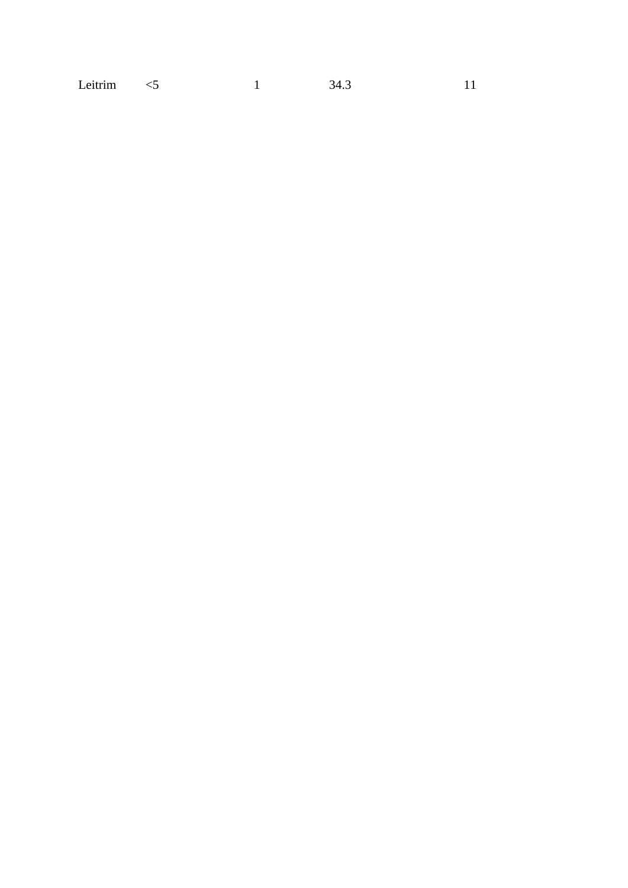| | | | | |
|---|---|---|---|---|
| Leitrim | <5 | 1 | 34.3 | 11 |